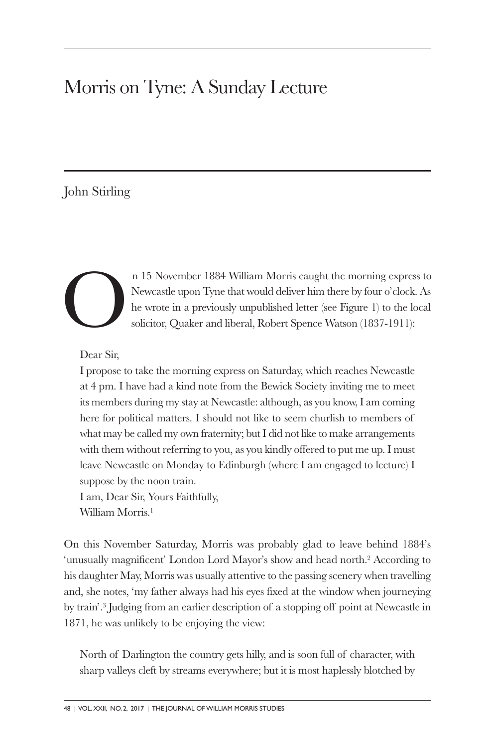# Morris on Tyne: A Sunday Lecture

John Stirling

On 15 November 1884 William Morris caught the morning express to Newcastle upon Tyne that would deliver him there by four o'clock. As he wrote in a previously unpublished letter (see Figure 1) to the local solicitor, Quaker and liberal, Robert Spence Watson (1837-1911):

> Dear Sir,
>
> I propose to take the morning express on Saturday, which reaches Newcastle at 4 pm. I have had a kind note from the Bewick Society inviting me to meet its members during my stay at Newcastle: although, as you know, I am coming here for political matters. I should not like to seem churlish to members of what may be called my own fraternity; but I did not like to make arrangements with them without referring to you, as you kindly offered to put me up. I must leave Newcastle on Monday to Edinburgh (where I am engaged to lecture) I suppose by the noon train.
>
> I am, Dear Sir, Yours Faithfully,
>
> William Morris.[1]

On this November Saturday, Morris was probably glad to leave behind 1884's 'unusually magnificent' London Lord Mayor's show and head north.[2] According to his daughter May, Morris was usually attentive to the passing scenery when travelling and, she notes, 'my father always had his eyes fixed at the window when journeying by train'.[3] Judging from an earlier description of a stopping off point at Newcastle in 1871, he was unlikely to be enjoying the view:

> North of Darlington the country gets hilly, and is soon full of character, with sharp valleys cleft by streams everywhere; but it is most haplessly blotched by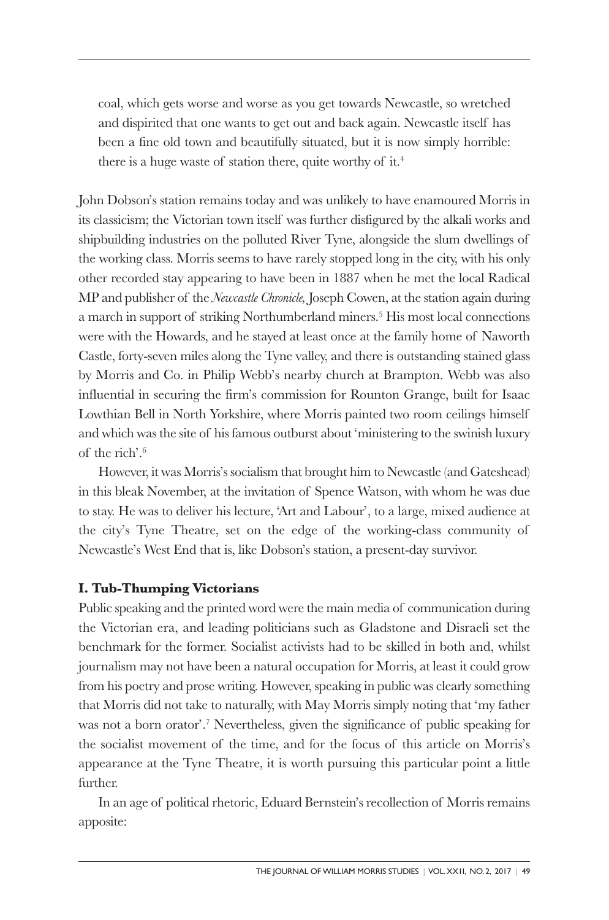> coal, which gets worse and worse as you get towards Newcastle, so wretched and dispirited that one wants to get out and back again. Newcastle itself has been a fine old town and beautifully situated, but it is now simply horrible: there is a huge waste of station there, quite worthy of it.[4]

John Dobson's station remains today and was unlikely to have enamoured Morris in its classicism; the Victorian town itself was further disfigured by the alkali works and shipbuilding industries on the polluted River Tyne, alongside the slum dwellings of the working class. Morris seems to have rarely stopped long in the city, with his only other recorded stay appearing to have been in 1887 when he met the local Radical MP and publisher of the *Newcastle Chronicle*, Joseph Cowen, at the station again during a march in support of striking Northumberland miners.[5] His most local connections were with the Howards, and he stayed at least once at the family home of Naworth Castle, forty-seven miles along the Tyne valley, and there is outstanding stained glass by Morris and Co. in Philip Webb's nearby church at Brampton. Webb was also influential in securing the firm's commission for Rounton Grange, built for Isaac Lowthian Bell in North Yorkshire, where Morris painted two room ceilings himself and which was the site of his famous outburst about 'ministering to the swinish luxury of the rich'.[6]

However, it was Morris's socialism that brought him to Newcastle (and Gateshead) in this bleak November, at the invitation of Spence Watson, with whom he was due to stay. He was to deliver his lecture, 'Art and Labour', to a large, mixed audience at the city's Tyne Theatre, set on the edge of the working-class community of Newcastle's West End that is, like Dobson's station, a present-day survivor.

## I. Tub-Thumping Victorians

Public speaking and the printed word were the main media of communication during the Victorian era, and leading politicians such as Gladstone and Disraeli set the benchmark for the former. Socialist activists had to be skilled in both and, whilst journalism may not have been a natural occupation for Morris, at least it could grow from his poetry and prose writing. However, speaking in public was clearly something that Morris did not take to naturally, with May Morris simply noting that 'my father was not a born orator'.[7] Nevertheless, given the significance of public speaking for the socialist movement of the time, and for the focus of this article on Morris's appearance at the Tyne Theatre, it is worth pursuing this particular point a little further.

In an age of political rhetoric, Eduard Bernstein's recollection of Morris remains apposite: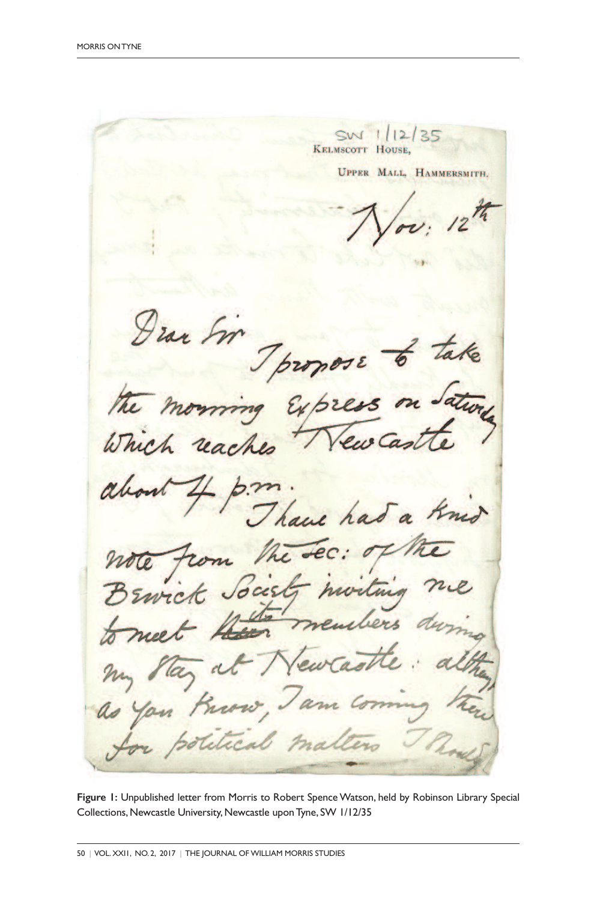SW 1/12/35
KELMSCOTT HOUSE,
UPPER MALL, HAMMERSMITH.

Nov: 12th

Dear Sir

I propose to take the morning Express on Saturday which reaches Newcastle about 4 p.m.

I have had a kind note from the Sec: of the Bewick Society inviting me to meet ~~their~~ its members during my stay at Newcastle: altho, as you know, I am coming there for political matters I should

**Figure 1:** Unpublished letter from Morris to Robert Spence Watson, held by Robinson Library Special Collections, Newcastle University, Newcastle upon Tyne, SW 1/12/35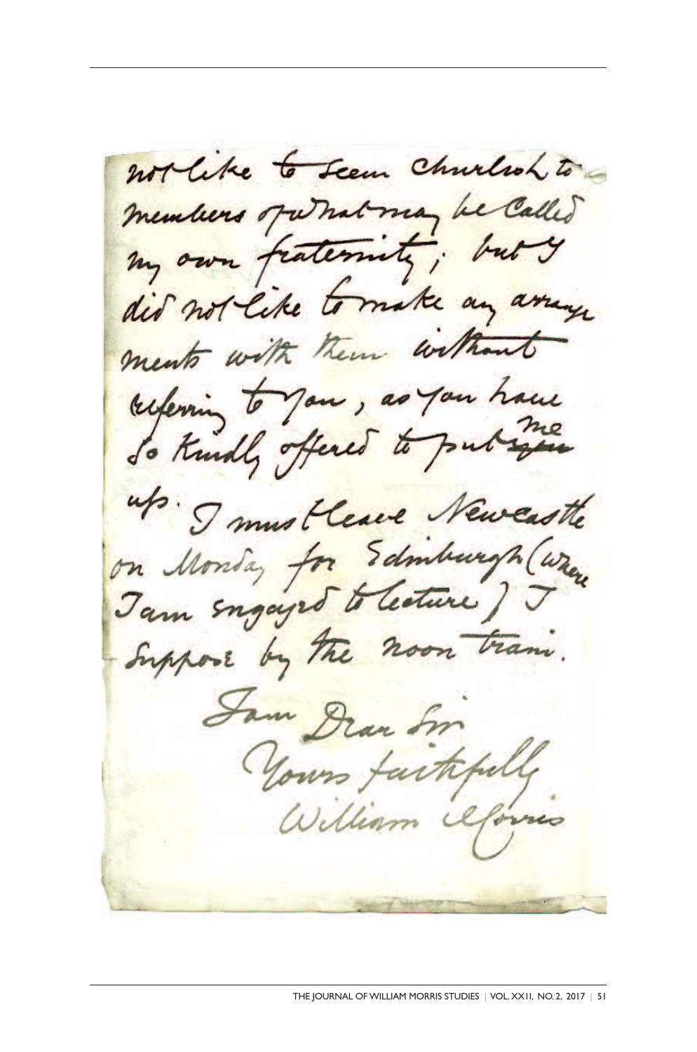not like to seem churlish to members of what may be called my own fraternity; but I did not like to make any arrangements with them without referring to you, as you have so kindly offered to put ~~you~~ me up. I must leave Newcastle on Monday for Edinburgh (where I am engaged to lecture) I suppose by the noon train.

I am Dear Sir
Yours faithfully
William Morris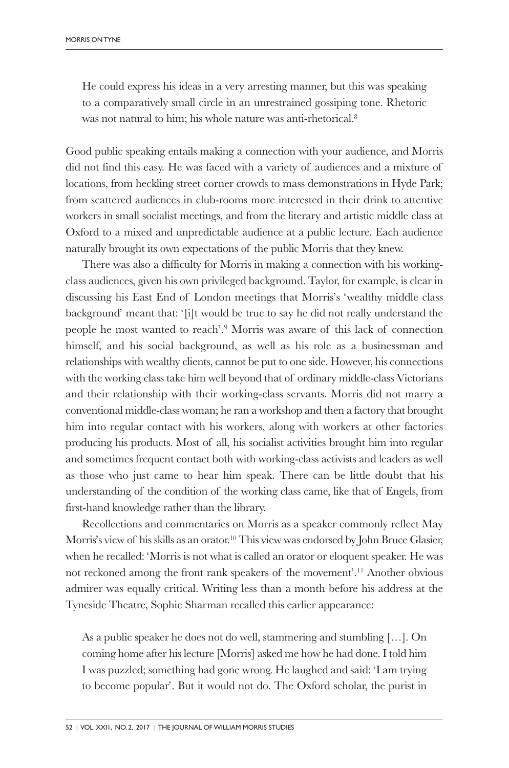> He could express his ideas in a very arresting manner, but this was speaking to a comparatively small circle in an unrestrained gossiping tone. Rhetoric was not natural to him; his whole nature was anti-rhetorical.[8]

Good public speaking entails making a connection with your audience, and Morris did not find this easy. He was faced with a variety of audiences and a mixture of locations, from heckling street corner crowds to mass demonstrations in Hyde Park; from scattered audiences in club-rooms more interested in their drink to attentive workers in small socialist meetings, and from the literary and artistic middle class at Oxford to a mixed and unpredictable audience at a public lecture. Each audience naturally brought its own expectations of the public Morris that they knew.

There was also a difficulty for Morris in making a connection with his working-class audiences, given his own privileged background. Taylor, for example, is clear in discussing his East End of London meetings that Morris's 'wealthy middle class background' meant that: '[i]t would be true to say he did not really understand the people he most wanted to reach'.[9] Morris was aware of this lack of connection himself, and his social background, as well as his role as a businessman and relationships with wealthy clients, cannot be put to one side. However, his connections with the working class take him well beyond that of ordinary middle-class Victorians and their relationship with their working-class servants. Morris did not marry a conventional middle-class woman; he ran a workshop and then a factory that brought him into regular contact with his workers, along with workers at other factories producing his products. Most of all, his socialist activities brought him into regular and sometimes frequent contact both with working-class activists and leaders as well as those who just came to hear him speak. There can be little doubt that his understanding of the condition of the working class came, like that of Engels, from first-hand knowledge rather than the library.

Recollections and commentaries on Morris as a speaker commonly reflect May Morris's view of his skills as an orator.[10] This view was endorsed by John Bruce Glasier, when he recalled: 'Morris is not what is called an orator or eloquent speaker. He was not reckoned among the front rank speakers of the movement'.[11] Another obvious admirer was equally critical. Writing less than a month before his address at the Tyneside Theatre, Sophie Sharman recalled this earlier appearance:

> As a public speaker he does not do well, stammering and stumbling […]. On coming home after his lecture [Morris] asked me how he had done. I told him I was puzzled; something had gone wrong. He laughed and said: 'I am trying to become popular'. But it would not do. The Oxford scholar, the purist in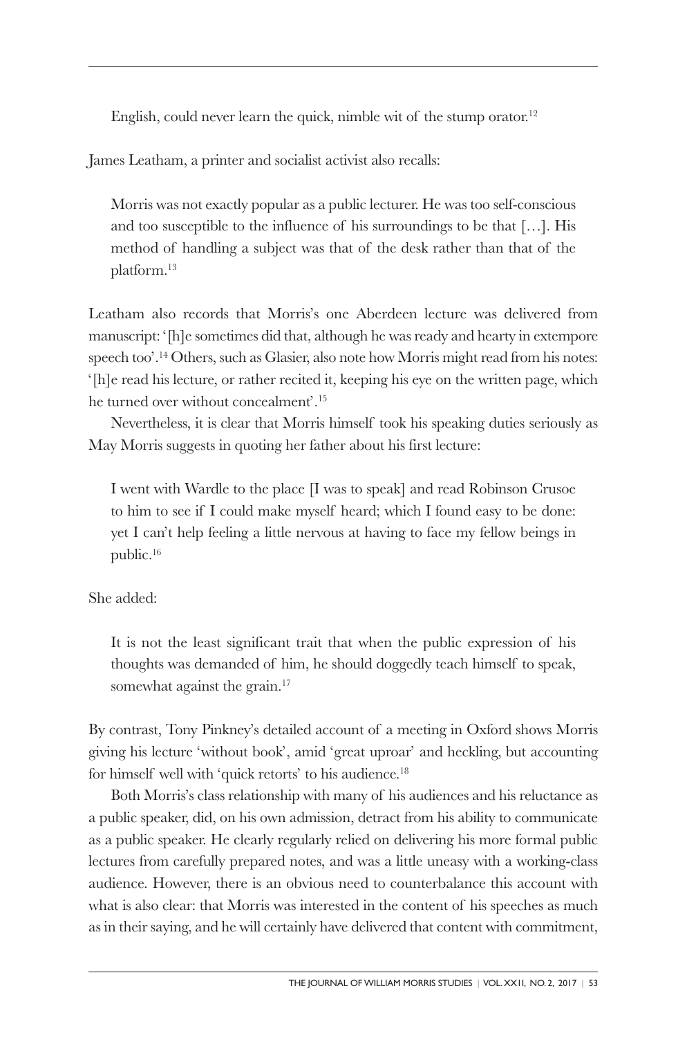English, could never learn the quick, nimble wit of the stump orator.[12]

James Leatham, a printer and socialist activist also recalls:

> Morris was not exactly popular as a public lecturer. He was too self-conscious and too susceptible to the influence of his surroundings to be that […]. His method of handling a subject was that of the desk rather than that of the platform.[13]

Leatham also records that Morris's one Aberdeen lecture was delivered from manuscript: '[h]e sometimes did that, although he was ready and hearty in extempore speech too'.[14] Others, such as Glasier, also note how Morris might read from his notes: '[h]e read his lecture, or rather recited it, keeping his eye on the written page, which he turned over without concealment'.[15]

Nevertheless, it is clear that Morris himself took his speaking duties seriously as May Morris suggests in quoting her father about his first lecture:

> I went with Wardle to the place [I was to speak] and read Robinson Crusoe to him to see if I could make myself heard; which I found easy to be done: yet I can't help feeling a little nervous at having to face my fellow beings in public.[16]

She added:

> It is not the least significant trait that when the public expression of his thoughts was demanded of him, he should doggedly teach himself to speak, somewhat against the grain.[17]

By contrast, Tony Pinkney's detailed account of a meeting in Oxford shows Morris giving his lecture 'without book', amid 'great uproar' and heckling, but accounting for himself well with 'quick retorts' to his audience.[18]

Both Morris's class relationship with many of his audiences and his reluctance as a public speaker, did, on his own admission, detract from his ability to communicate as a public speaker. He clearly regularly relied on delivering his more formal public lectures from carefully prepared notes, and was a little uneasy with a working-class audience. However, there is an obvious need to counterbalance this account with what is also clear: that Morris was interested in the content of his speeches as much as in their saying, and he will certainly have delivered that content with commitment,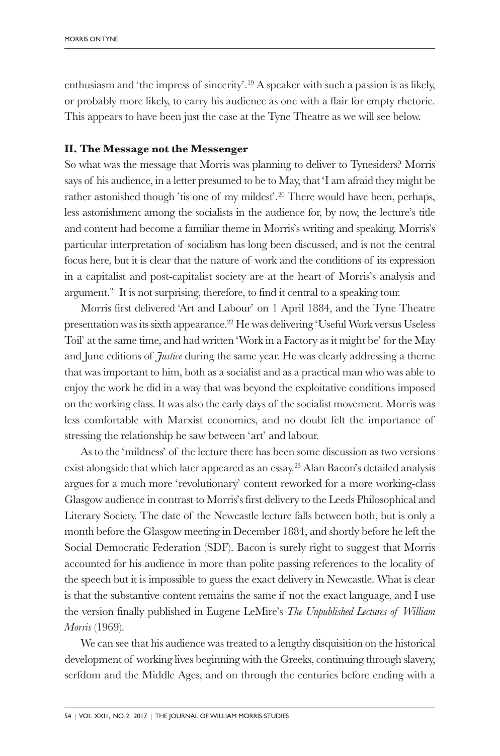enthusiasm and 'the impress of sincerity'.[19] A speaker with such a passion is as likely, or probably more likely, to carry his audience as one with a flair for empty rhetoric. This appears to have been just the case at the Tyne Theatre as we will see below.

## II. The Message not the Messenger

So what was the message that Morris was planning to deliver to Tynesiders? Morris says of his audience, in a letter presumed to be to May, that 'I am afraid they might be rather astonished though 'tis one of my mildest'.[20] There would have been, perhaps, less astonishment among the socialists in the audience for, by now, the lecture's title and content had become a familiar theme in Morris's writing and speaking. Morris's particular interpretation of socialism has long been discussed, and is not the central focus here, but it is clear that the nature of work and the conditions of its expression in a capitalist and post-capitalist society are at the heart of Morris's analysis and argument.[21] It is not surprising, therefore, to find it central to a speaking tour.

Morris first delivered 'Art and Labour' on 1 April 1884, and the Tyne Theatre presentation was its sixth appearance.[22] He was delivering 'Useful Work versus Useless Toil' at the same time, and had written 'Work in a Factory as it might be' for the May and June editions of *Justice* during the same year. He was clearly addressing a theme that was important to him, both as a socialist and as a practical man who was able to enjoy the work he did in a way that was beyond the exploitative conditions imposed on the working class. It was also the early days of the socialist movement. Morris was less comfortable with Marxist economics, and no doubt felt the importance of stressing the relationship he saw between 'art' and labour.

As to the 'mildness' of the lecture there has been some discussion as two versions exist alongside that which later appeared as an essay.[23] Alan Bacon's detailed analysis argues for a much more 'revolutionary' content reworked for a more working-class Glasgow audience in contrast to Morris's first delivery to the Leeds Philosophical and Literary Society. The date of the Newcastle lecture falls between both, but is only a month before the Glasgow meeting in December 1884, and shortly before he left the Social Democratic Federation (SDF). Bacon is surely right to suggest that Morris accounted for his audience in more than polite passing references to the locality of the speech but it is impossible to guess the exact delivery in Newcastle. What is clear is that the substantive content remains the same if not the exact language, and I use the version finally published in Eugene LeMire's *The Unpublished Lectures of William Morris* (1969).

We can see that his audience was treated to a lengthy disquisition on the historical development of working lives beginning with the Greeks, continuing through slavery, serfdom and the Middle Ages, and on through the centuries before ending with a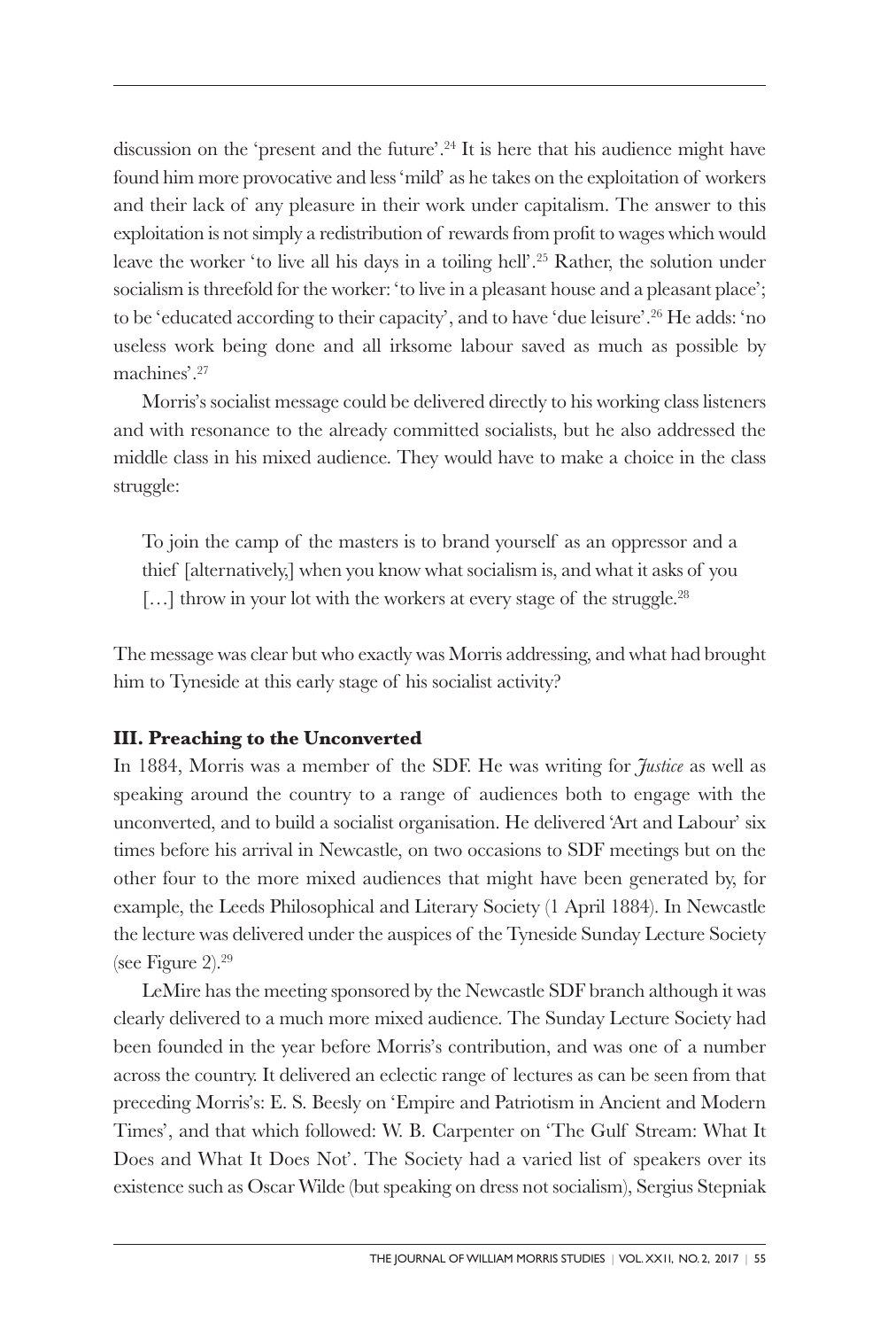discussion on the 'present and the future'.[24] It is here that his audience might have found him more provocative and less 'mild' as he takes on the exploitation of workers and their lack of any pleasure in their work under capitalism. The answer to this exploitation is not simply a redistribution of rewards from profit to wages which would leave the worker 'to live all his days in a toiling hell'.[25] Rather, the solution under socialism is threefold for the worker: 'to live in a pleasant house and a pleasant place'; to be 'educated according to their capacity', and to have 'due leisure'.[26] He adds: 'no useless work being done and all irksome labour saved as much as possible by machines'.[27]

Morris's socialist message could be delivered directly to his working class listeners and with resonance to the already committed socialists, but he also addressed the middle class in his mixed audience. They would have to make a choice in the class struggle:

> To join the camp of the masters is to brand yourself as an oppressor and a thief [alternatively,] when you know what socialism is, and what it asks of you […] throw in your lot with the workers at every stage of the struggle.[28]

The message was clear but who exactly was Morris addressing, and what had brought him to Tyneside at this early stage of his socialist activity?

### III. Preaching to the Unconverted

In 1884, Morris was a member of the SDF. He was writing for *Justice* as well as speaking around the country to a range of audiences both to engage with the unconverted, and to build a socialist organisation. He delivered 'Art and Labour' six times before his arrival in Newcastle, on two occasions to SDF meetings but on the other four to the more mixed audiences that might have been generated by, for example, the Leeds Philosophical and Literary Society (1 April 1884). In Newcastle the lecture was delivered under the auspices of the Tyneside Sunday Lecture Society (see Figure 2).[29]

LeMire has the meeting sponsored by the Newcastle SDF branch although it was clearly delivered to a much more mixed audience. The Sunday Lecture Society had been founded in the year before Morris's contribution, and was one of a number across the country. It delivered an eclectic range of lectures as can be seen from that preceding Morris's: E. S. Beesly on 'Empire and Patriotism in Ancient and Modern Times', and that which followed: W. B. Carpenter on 'The Gulf Stream: What It Does and What It Does Not'. The Society had a varied list of speakers over its existence such as Oscar Wilde (but speaking on dress not socialism), Sergius Stepniak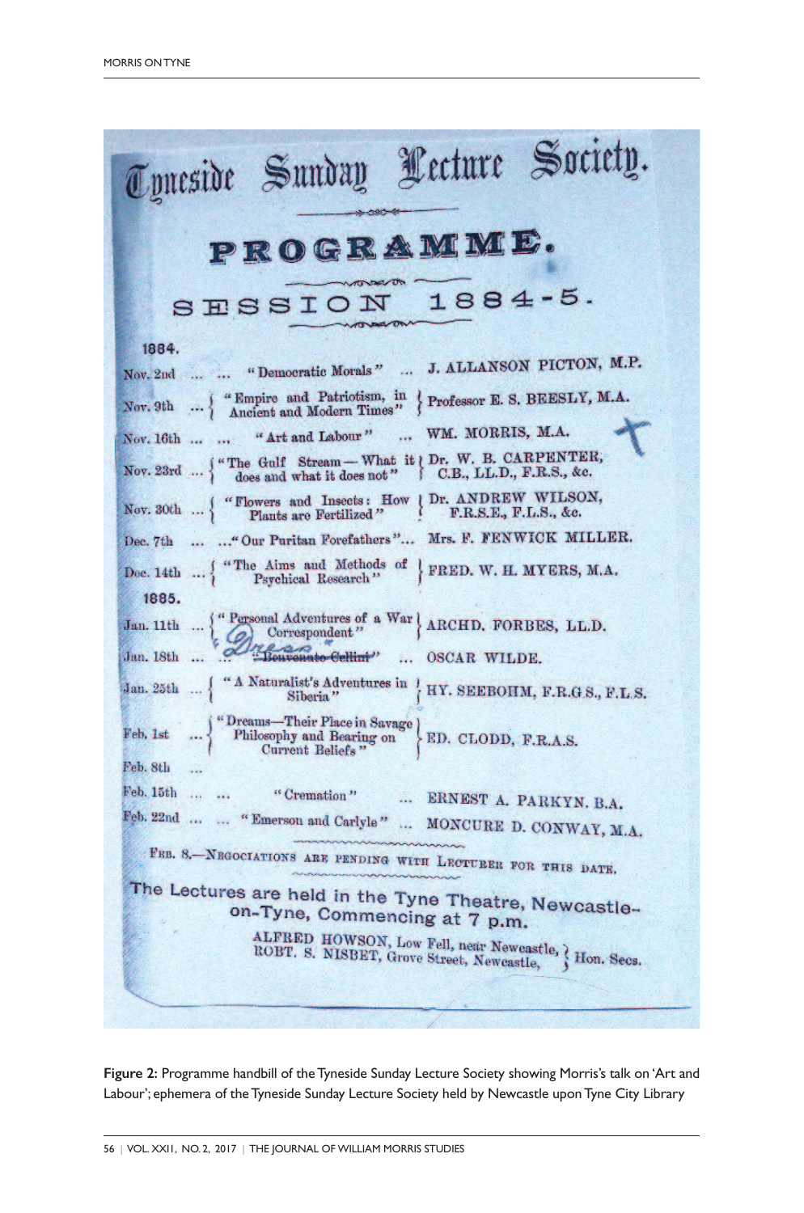# Tyneside Sunday Lecture Society.

## PROGRAMME.

### SESSION 1884-5.

**1884.**

| Date | Lecture | Lecturer |
|---|---|---|
| Nov. 2nd | "Democratic Morals" | J. ALLANSON PICTON, M.P. |
| Nov. 9th | "Empire and Patriotism, in Ancient and Modern Times" | Professor E. S. BEESLY, M.A. |
| Nov. 16th | "Art and Labour" | WM. MORRIS, M.A. |
| Nov. 23rd | "The Gulf Stream—What it does and what it does not" | Dr. W. B. CARPENTER, C.B., LL.D., F.R.S., &c. |
| Nov. 30th | "Flowers and Insects: How Plants are Fertilized" | Dr. ANDREW WILSON, F.R.S.E., F.L.S., &c. |
| Dec. 7th | "Our Puritan Forefathers" | Mrs. F. FENWICK MILLER. |
| Dec. 14th | "The Aims and Methods of Psychical Research" | FRED. W. H. MYERS, M.A. |

**1885.**

| Date | Lecture | Lecturer |
|---|---|---|
| Jan. 11th | "Personal Adventures of a War Correspondent" | ARCHD. FORBES, LL.D. |
| Jan. 18th | ~~"Benvenuto Cellini"~~ Dress | OSCAR WILDE. |
| Jan. 25th | "A Naturalist's Adventures in Siberia" | HY. SEEBOHM, F.R.G.S., F.L.S. |
| Feb. 1st | "Dreams—Their Place in Savage Philosophy and Bearing on Current Beliefs" | ED. CLODD, F.R.A.S. |
| Feb. 8th | | |
| Feb. 15th | "Cremation" | ERNEST A. PARKYN, B.A. |
| Feb. 22nd | "Emerson and Carlyle" | MONCURE D. CONWAY, M.A. |

FEB. 8.—NEGOCIATIONS ARE PENDING WITH LECTURER FOR THIS DATE.

The Lectures are held in the Tyne Theatre, Newcastle-on-Tyne, Commencing at 7 p.m.

ALFRED HOWSON, Low Fell, near Newcastle,
ROBT. S. NISBET, Grove Street, Newcastle, } Hon. Secs.

**Figure 2:** Programme handbill of the Tyneside Sunday Lecture Society showing Morris's talk on 'Art and Labour'; ephemera of the Tyneside Sunday Lecture Society held by Newcastle upon Tyne City Library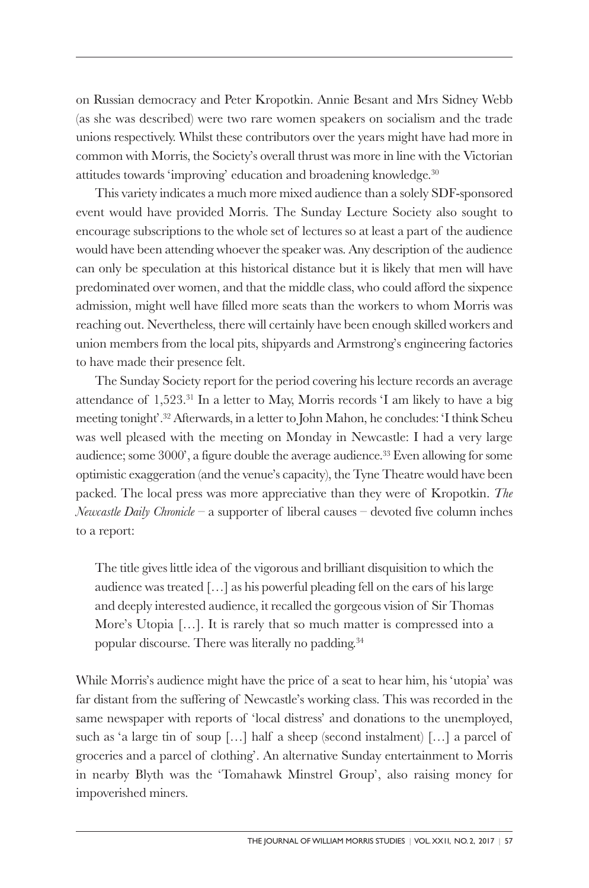on Russian democracy and Peter Kropotkin. Annie Besant and Mrs Sidney Webb (as she was described) were two rare women speakers on socialism and the trade unions respectively. Whilst these contributors over the years might have had more in common with Morris, the Society's overall thrust was more in line with the Victorian attitudes towards 'improving' education and broadening knowledge.[30]

This variety indicates a much more mixed audience than a solely SDF-sponsored event would have provided Morris. The Sunday Lecture Society also sought to encourage subscriptions to the whole set of lectures so at least a part of the audience would have been attending whoever the speaker was. Any description of the audience can only be speculation at this historical distance but it is likely that men will have predominated over women, and that the middle class, who could afford the sixpence admission, might well have filled more seats than the workers to whom Morris was reaching out. Nevertheless, there will certainly have been enough skilled workers and union members from the local pits, shipyards and Armstrong's engineering factories to have made their presence felt.

The Sunday Society report for the period covering his lecture records an average attendance of 1,523.[31] In a letter to May, Morris records 'I am likely to have a big meeting tonight'.[32] Afterwards, in a letter to John Mahon, he concludes: 'I think Scheu was well pleased with the meeting on Monday in Newcastle: I had a very large audience; some 3000', a figure double the average audience.[33] Even allowing for some optimistic exaggeration (and the venue's capacity), the Tyne Theatre would have been packed. The local press was more appreciative than they were of Kropotkin. *The Newcastle Daily Chronicle* – a supporter of liberal causes – devoted five column inches to a report:

> The title gives little idea of the vigorous and brilliant disquisition to which the audience was treated […] as his powerful pleading fell on the ears of his large and deeply interested audience, it recalled the gorgeous vision of Sir Thomas More's Utopia […]. It is rarely that so much matter is compressed into a popular discourse. There was literally no padding.[34]

While Morris's audience might have the price of a seat to hear him, his 'utopia' was far distant from the suffering of Newcastle's working class. This was recorded in the same newspaper with reports of 'local distress' and donations to the unemployed, such as 'a large tin of soup […] half a sheep (second instalment) […] a parcel of groceries and a parcel of clothing'. An alternative Sunday entertainment to Morris in nearby Blyth was the 'Tomahawk Minstrel Group', also raising money for impoverished miners.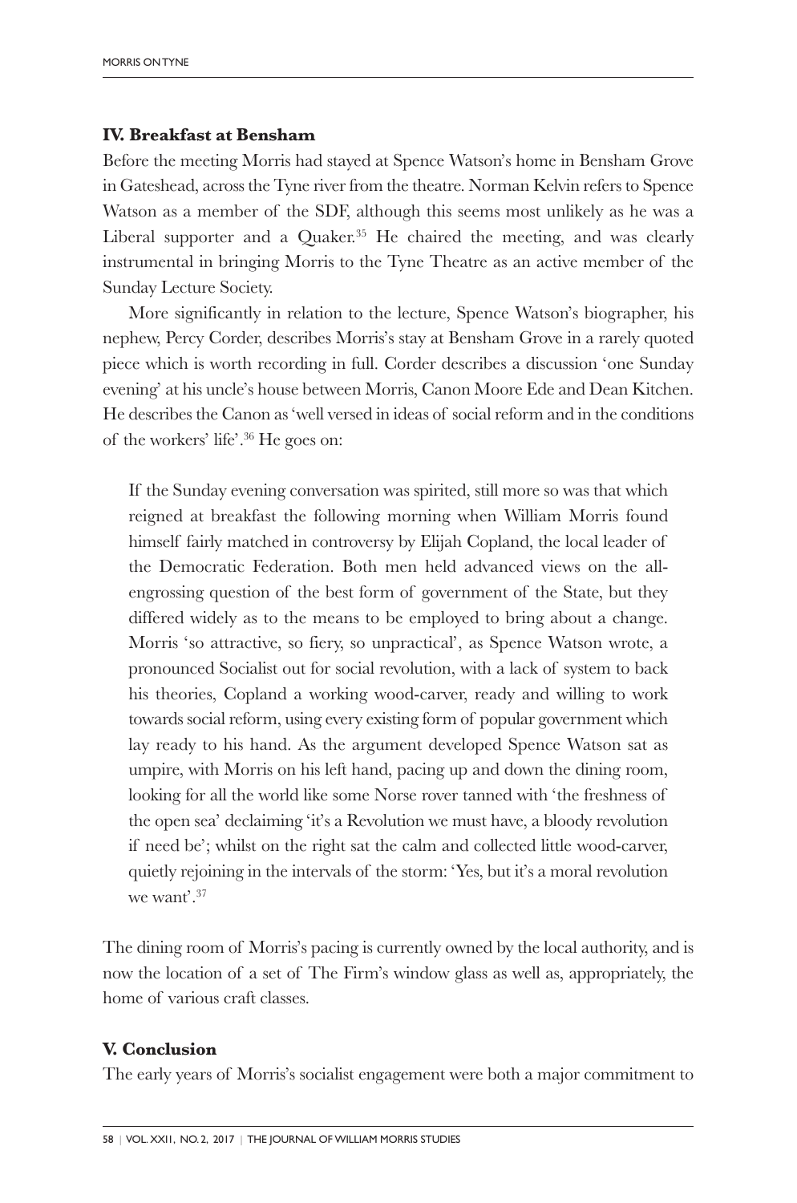## IV. Breakfast at Bensham

Before the meeting Morris had stayed at Spence Watson's home in Bensham Grove in Gateshead, across the Tyne river from the theatre. Norman Kelvin refers to Spence Watson as a member of the SDF, although this seems most unlikely as he was a Liberal supporter and a Quaker.[35] He chaired the meeting, and was clearly instrumental in bringing Morris to the Tyne Theatre as an active member of the Sunday Lecture Society.

More significantly in relation to the lecture, Spence Watson's biographer, his nephew, Percy Corder, describes Morris's stay at Bensham Grove in a rarely quoted piece which is worth recording in full. Corder describes a discussion 'one Sunday evening' at his uncle's house between Morris, Canon Moore Ede and Dean Kitchen. He describes the Canon as 'well versed in ideas of social reform and in the conditions of the workers' life'.[36] He goes on:

> If the Sunday evening conversation was spirited, still more so was that which reigned at breakfast the following morning when William Morris found himself fairly matched in controversy by Elijah Copland, the local leader of the Democratic Federation. Both men held advanced views on the all-engrossing question of the best form of government of the State, but they differed widely as to the means to be employed to bring about a change. Morris 'so attractive, so fiery, so unpractical', as Spence Watson wrote, a pronounced Socialist out for social revolution, with a lack of system to back his theories, Copland a working wood-carver, ready and willing to work towards social reform, using every existing form of popular government which lay ready to his hand. As the argument developed Spence Watson sat as umpire, with Morris on his left hand, pacing up and down the dining room, looking for all the world like some Norse rover tanned with 'the freshness of the open sea' declaiming 'it's a Revolution we must have, a bloody revolution if need be'; whilst on the right sat the calm and collected little wood-carver, quietly rejoining in the intervals of the storm: 'Yes, but it's a moral revolution we want'.[37]

The dining room of Morris's pacing is currently owned by the local authority, and is now the location of a set of The Firm's window glass as well as, appropriately, the home of various craft classes.

## V. Conclusion

The early years of Morris's socialist engagement were both a major commitment to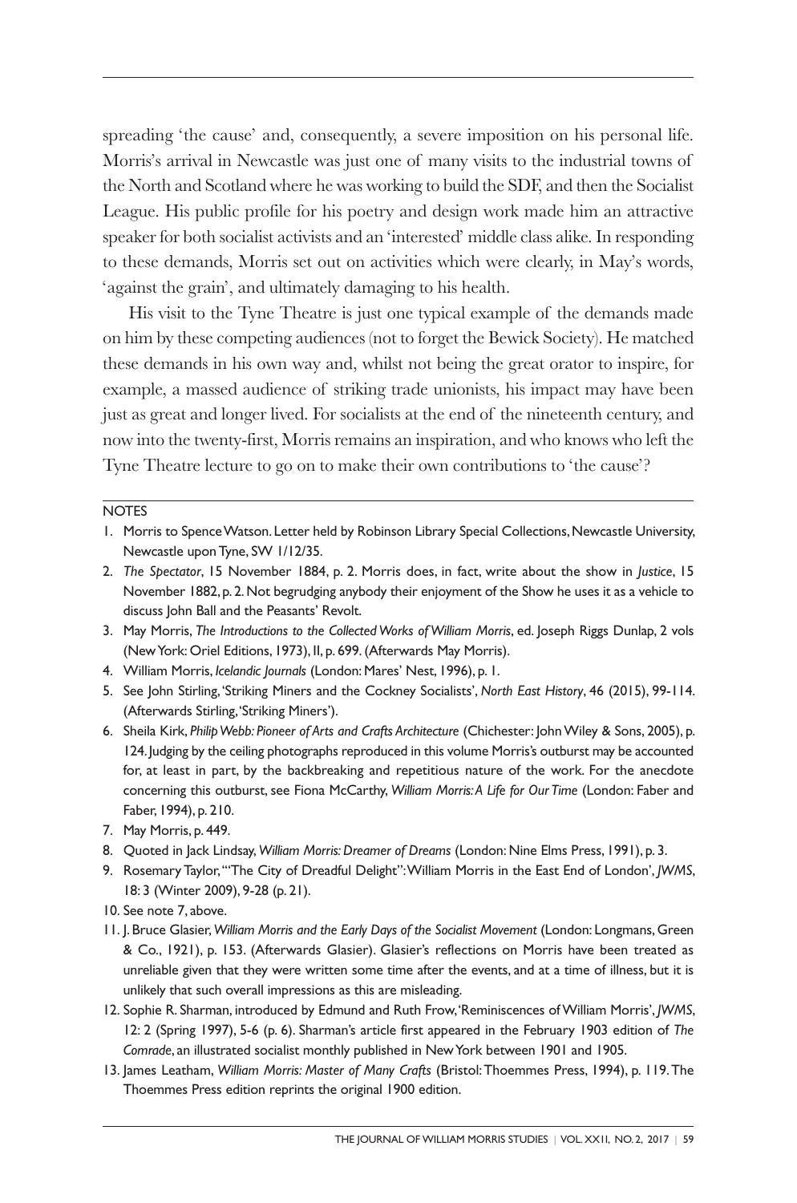spreading 'the cause' and, consequently, a severe imposition on his personal life. Morris's arrival in Newcastle was just one of many visits to the industrial towns of the North and Scotland where he was working to build the SDF, and then the Socialist League. His public profile for his poetry and design work made him an attractive speaker for both socialist activists and an 'interested' middle class alike. In responding to these demands, Morris set out on activities which were clearly, in May's words, 'against the grain', and ultimately damaging to his health.

His visit to the Tyne Theatre is just one typical example of the demands made on him by these competing audiences (not to forget the Bewick Society). He matched these demands in his own way and, whilst not being the great orator to inspire, for example, a massed audience of striking trade unionists, his impact may have been just as great and longer lived. For socialists at the end of the nineteenth century, and now into the twenty-first, Morris remains an inspiration, and who knows who left the Tyne Theatre lecture to go on to make their own contributions to 'the cause'?

NOTES

1. Morris to Spence Watson. Letter held by Robinson Library Special Collections, Newcastle University, Newcastle upon Tyne, SW 1/12/35.
2. *The Spectator*, 15 November 1884, p. 2. Morris does, in fact, write about the show in *Justice*, 15 November 1882, p. 2. Not begrudging anybody their enjoyment of the Show he uses it as a vehicle to discuss John Ball and the Peasants' Revolt.
3. May Morris, *The Introductions to the Collected Works of William Morris*, ed. Joseph Riggs Dunlap, 2 vols (New York: Oriel Editions, 1973), II, p. 699. (Afterwards May Morris).
4. William Morris, *Icelandic Journals* (London: Mares' Nest, 1996), p. 1.
5. See John Stirling, 'Striking Miners and the Cockney Socialists', *North East History*, 46 (2015), 99-114. (Afterwards Stirling, 'Striking Miners').
6. Sheila Kirk, *Philip Webb: Pioneer of Arts and Crafts Architecture* (Chichester: John Wiley & Sons, 2005), p. 124. Judging by the ceiling photographs reproduced in this volume Morris's outburst may be accounted for, at least in part, by the backbreaking and repetitious nature of the work. For the anecdote concerning this outburst, see Fiona McCarthy, *William Morris: A Life for Our Time* (London: Faber and Faber, 1994), p. 210.
7. May Morris, p. 449.
8. Quoted in Jack Lindsay, *William Morris: Dreamer of Dreams* (London: Nine Elms Press, 1991), p. 3.
9. Rosemary Taylor, '"The City of Dreadful Delight": William Morris in the East End of London', *JWMS*, 18: 3 (Winter 2009), 9-28 (p. 21).
10. See note 7, above.
11. J. Bruce Glasier, *William Morris and the Early Days of the Socialist Movement* (London: Longmans, Green & Co., 1921), p. 153. (Afterwards Glasier). Glasier's reflections on Morris have been treated as unreliable given that they were written some time after the events, and at a time of illness, but it is unlikely that such overall impressions as this are misleading.
12. Sophie R. Sharman, introduced by Edmund and Ruth Frow, 'Reminiscences of William Morris', *JWMS*, 12: 2 (Spring 1997), 5-6 (p. 6). Sharman's article first appeared in the February 1903 edition of *The Comrade*, an illustrated socialist monthly published in New York between 1901 and 1905.
13. James Leatham, *William Morris: Master of Many Crafts* (Bristol: Thoemmes Press, 1994), p. 119. The Thoemmes Press edition reprints the original 1900 edition.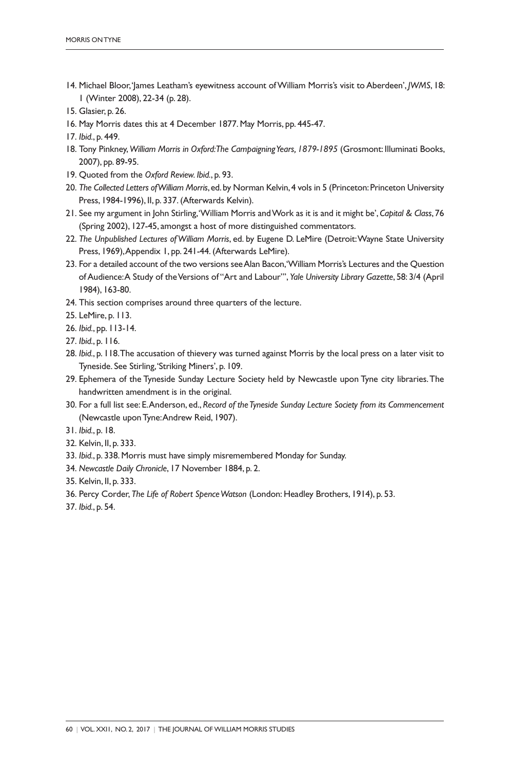14. Michael Bloor, 'James Leatham's eyewitness account of William Morris's visit to Aberdeen', *JWMS*, 18: 1 (Winter 2008), 22-34 (p. 28).
15. Glasier, p. 26.
16. May Morris dates this at 4 December 1877. May Morris, pp. 445-47.
17. *Ibid.*, p. 449.
18. Tony Pinkney, *William Morris in Oxford: The Campaigning Years, 1879-1895* (Grosmont: Illuminati Books, 2007), pp. 89-95.
19. Quoted from the *Oxford Review. Ibid.*, p. 93.
20. *The Collected Letters of William Morris*, ed. by Norman Kelvin, 4 vols in 5 (Princeton: Princeton University Press, 1984-1996), II, p. 337. (Afterwards Kelvin).
21. See my argument in John Stirling, 'William Morris and Work as it is and it might be', *Capital & Class*, 76 (Spring 2002), 127-45, amongst a host of more distinguished commentators.
22. *The Unpublished Lectures of William Morris*, ed. by Eugene D. LeMire (Detroit: Wayne State University Press, 1969), Appendix 1, pp. 241-44. (Afterwards LeMire).
23. For a detailed account of the two versions see Alan Bacon, 'William Morris's Lectures and the Question of Audience: A Study of the Versions of "Art and Labour"', *Yale University Library Gazette*, 58: 3/4 (April 1984), 163-80.
24. This section comprises around three quarters of the lecture.
25. LeMire, p. 113.
26. *Ibid.*, pp. 113-14.
27. *Ibid.*, p. 116.
28. *Ibid.*, p. 118. The accusation of thievery was turned against Morris by the local press on a later visit to Tyneside. See Stirling, 'Striking Miners', p. 109.
29. Ephemera of the Tyneside Sunday Lecture Society held by Newcastle upon Tyne city libraries. The handwritten amendment is in the original.
30. For a full list see: E. Anderson, ed., *Record of the Tyneside Sunday Lecture Society from its Commencement* (Newcastle upon Tyne: Andrew Reid, 1907).
31. *Ibid.*, p. 18.
32. Kelvin, II, p. 333.
33. *Ibid.*, p. 338. Morris must have simply misremembered Monday for Sunday.
34. *Newcastle Daily Chronicle*, 17 November 1884, p. 2.
35. Kelvin, II, p. 333.
36. Percy Corder, *The Life of Robert Spence Watson* (London: Headley Brothers, 1914), p. 53.
37. *Ibid.*, p. 54.